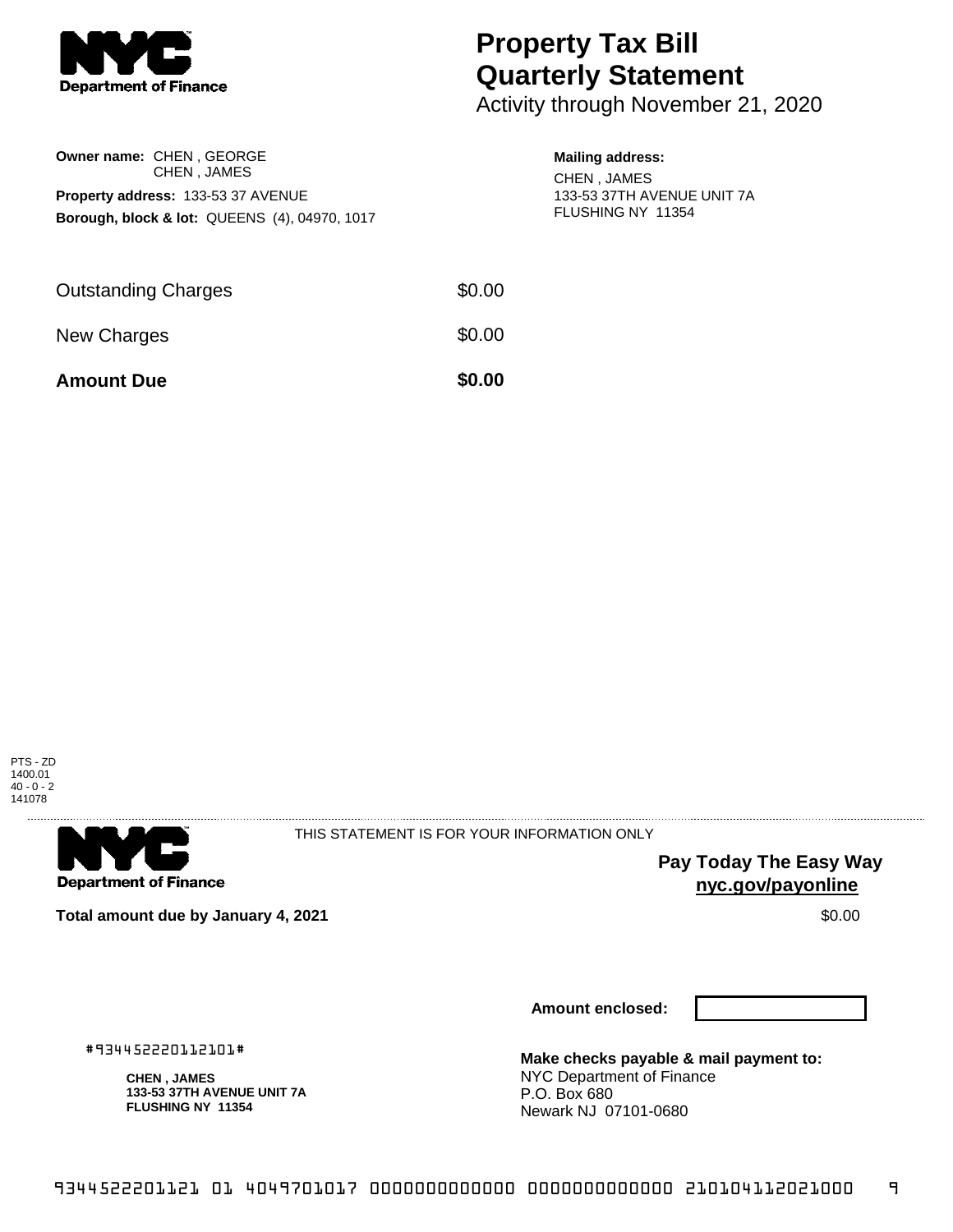**Department of Finance**

# Property Tax Bill Quarterly Statement

Activity through November 21, 2020

**Owner name:** CHEN , GEORGE
CHEN , JAMES

**Property address:** 133-53 37 AVENUE

**Borough, block & lot:** QUEENS (4), 04970, 1017

**Mailing address:**
CHEN , JAMES
133-53 37TH AVENUE UNIT 7A
FLUSHING NY 11354

| | |
|---|---|
| Outstanding Charges | $0.00 |
| New Charges | $0.00 |
| **Amount Due** | **$0.00** |

PTS - ZD
1400.01
40 - 0 - 2
141078

---

**Department of Finance**

THIS STATEMENT IS FOR YOUR INFORMATION ONLY

**Pay Today The Easy Way**
**nyc.gov/payonline**

**Total amount due by January 4, 2021** $0.00

**Amount enclosed:**

#934452220112101#

**CHEN , JAMES**
**133-53 37TH AVENUE UNIT 7A**
**FLUSHING NY 11354**

**Make checks payable & mail payment to:**
NYC Department of Finance
P.O. Box 680
Newark NJ 07101-0680

9344522201121 01 4049701017 0000000000000 0000000000000 210104112021000 9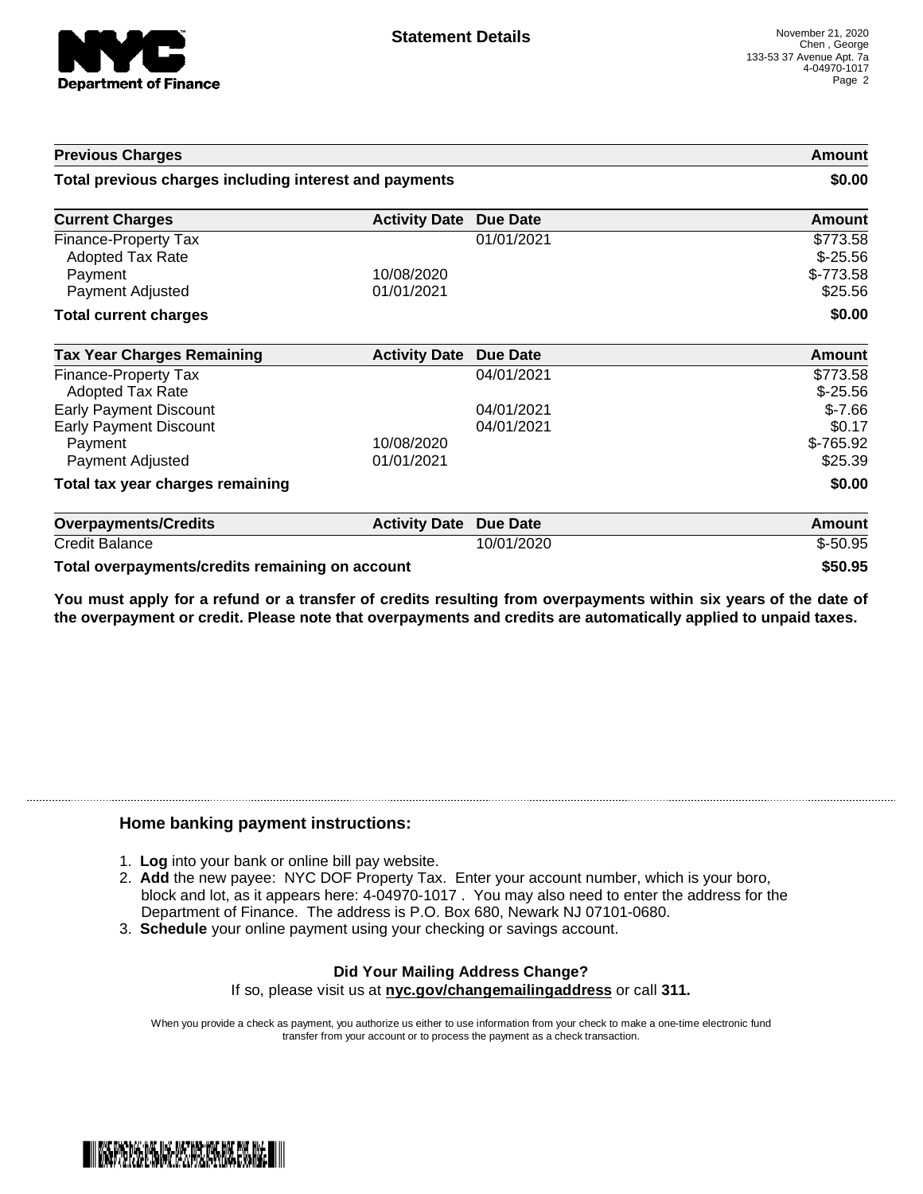**Statement Details**

November 21, 2020
Chen , George
133-53 37 Avenue Apt. 7a
4-04970-1017

| Previous Charges | | | Amount |
|---|---|---|---|
| **Total previous charges including interest and payments** | | | **$0.00** |

| Current Charges | Activity Date | Due Date | Amount |
|---|---|---|---|
| Finance-Property Tax | | 01/01/2021 | $773.58 |
| Adopted Tax Rate | | | $-25.56 |
| Payment | 10/08/2020 | | $-773.58 |
| Payment Adjusted | 01/01/2021 | | $25.56 |
| **Total current charges** | | | **$0.00** |

| Tax Year Charges Remaining | Activity Date | Due Date | Amount |
|---|---|---|---|
| Finance-Property Tax | | 04/01/2021 | $773.58 |
| Adopted Tax Rate | | | $-25.56 |
| Early Payment Discount | | 04/01/2021 | $-7.66 |
| Early Payment Discount | | 04/01/2021 | $0.17 |
| Payment | 10/08/2020 | | $-765.92 |
| Payment Adjusted | 01/01/2021 | | $25.39 |
| **Total tax year charges remaining** | | | **$0.00** |

| Overpayments/Credits | Activity Date | Due Date | Amount |
|---|---|---|---|
| Credit Balance | | 10/01/2020 | $-50.95 |
| **Total overpayments/credits remaining on account** | | | **$50.95** |

**You must apply for a refund or a transfer of credits resulting from overpayments within six years of the date of the overpayment or credit. Please note that overpayments and credits are automatically applied to unpaid taxes.**

### Home banking payment instructions:

1. **Log** into your bank or online bill pay website.
2. **Add** the new payee: NYC DOF Property Tax. Enter your account number, which is your boro, block and lot, as it appears here: 4-04970-1017 . You may also need to enter the address for the Department of Finance. The address is P.O. Box 680, Newark NJ 07101-0680.
3. **Schedule** your online payment using your checking or savings account.

**Did Your Mailing Address Change?**
If so, please visit us at **nyc.gov/changemailingaddress** or call **311.**

When you provide a check as payment, you authorize us either to use information from your check to make a one-time electronic fund transfer from your account or to process the payment as a check transaction.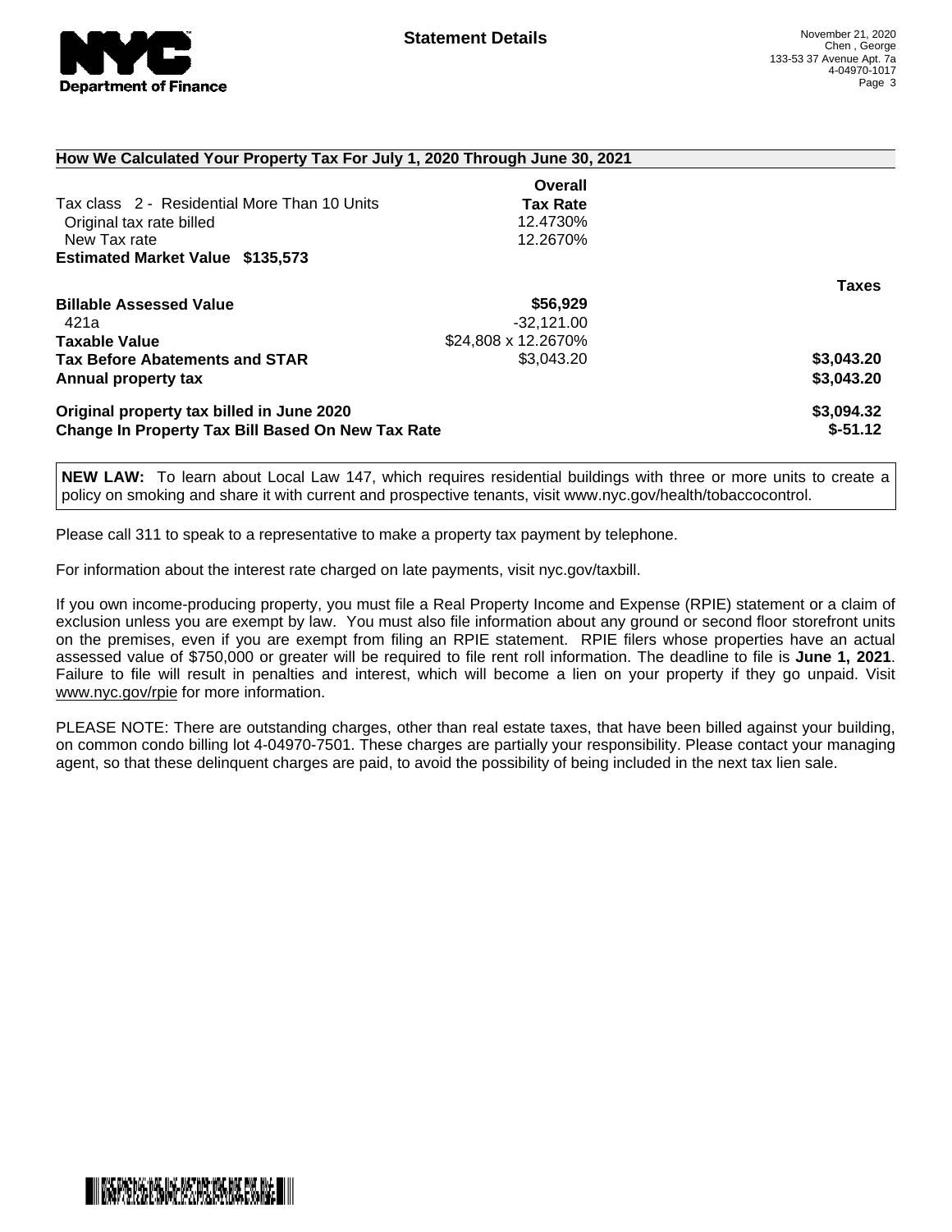## Statement Details

November 21, 2020
Chen , George
133-53 37 Avenue Apt. 7a
4-04970-1017

### How We Calculated Your Property Tax For July 1, 2020 Through June 30, 2021

| | Overall Tax Rate | |
|---|---|---|
| Tax class 2 - Residential More Than 10 Units | | |
| Original tax rate billed | 12.4730% | |
| New Tax rate | 12.2670% | |
| **Estimated Market Value $135,573** | | |
| | | **Taxes** |
| **Billable Assessed Value** | **$56,929** | |
| 421a | -32,121.00 | |
| **Taxable Value** | $24,808 x 12.2670% | |
| **Tax Before Abatements and STAR** | $3,043.20 | **$3,043.20** |
| **Annual property tax** | | **$3,043.20** |
| **Original property tax billed in June 2020** | | **$3,094.32** |
| **Change In Property Tax Bill Based On New Tax Rate** | | **$-51.12** |

**NEW LAW:** To learn about Local Law 147, which requires residential buildings with three or more units to create a policy on smoking and share it with current and prospective tenants, visit www.nyc.gov/health/tobaccocontrol.

Please call 311 to speak to a representative to make a property tax payment by telephone.

For information about the interest rate charged on late payments, visit nyc.gov/taxbill.

If you own income-producing property, you must file a Real Property Income and Expense (RPIE) statement or a claim of exclusion unless you are exempt by law. You must also file information about any ground or second floor storefront units on the premises, even if you are exempt from filing an RPIE statement. RPIE filers whose properties have an actual assessed value of $750,000 or greater will be required to file rent roll information. The deadline to file is **June 1, 2021**. Failure to file will result in penalties and interest, which will become a lien on your property if they go unpaid. Visit www.nyc.gov/rpie for more information.

PLEASE NOTE: There are outstanding charges, other than real estate taxes, that have been billed against your building, on common condo billing lot 4-04970-7501. These charges are partially your responsibility. Please contact your managing agent, so that these delinquent charges are paid, to avoid the possibility of being included in the next tax lien sale.